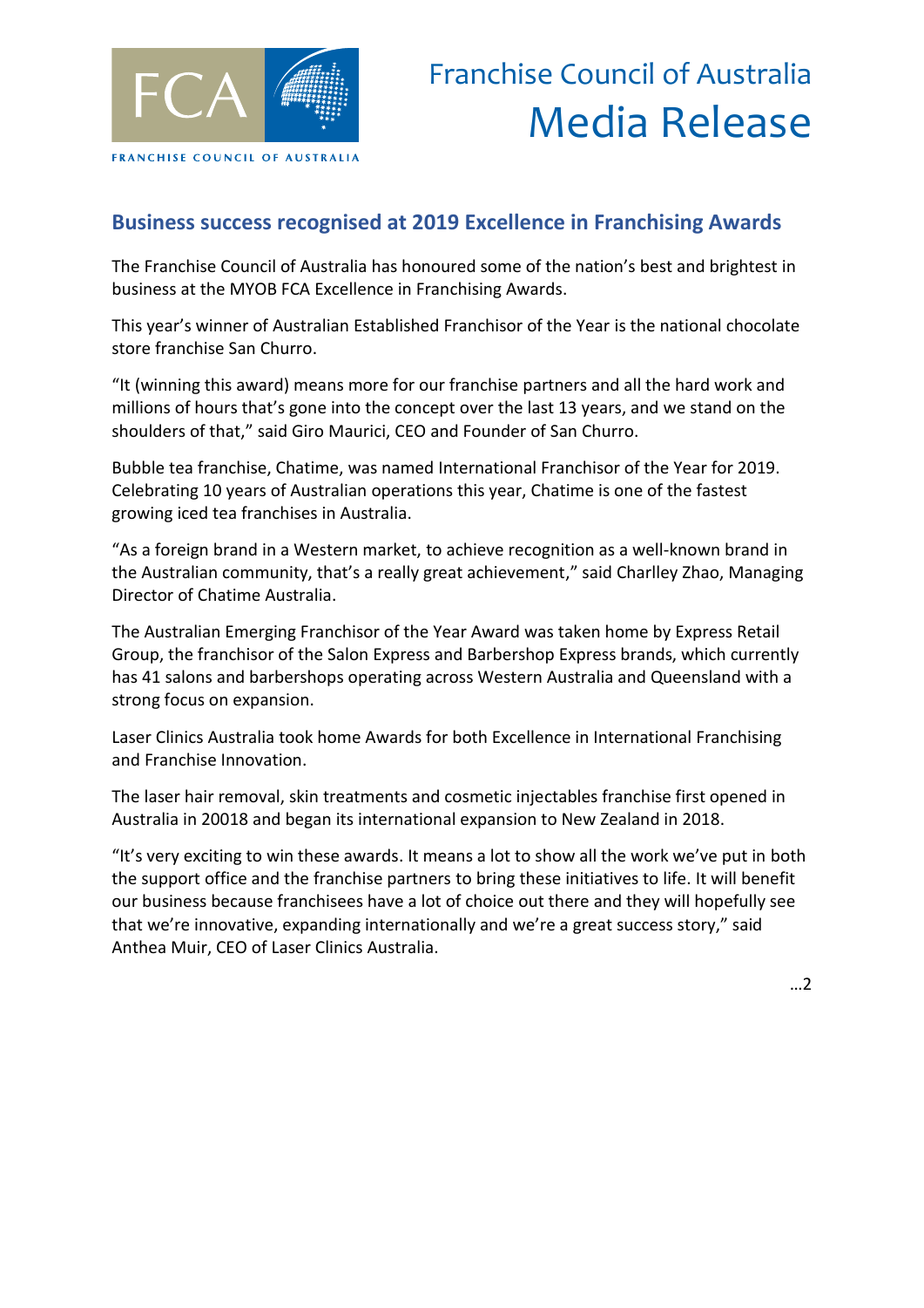FCA

FRANCHISE COUNCIL OF AUSTRALIA

# Franchise Council of Australia
# Media Release

## Business success recognised at 2019 Excellence in Franchising Awards

The Franchise Council of Australia has honoured some of the nation's best and brightest in business at the MYOB FCA Excellence in Franchising Awards.

This year's winner of Australian Established Franchisor of the Year is the national chocolate store franchise San Churro.

"It (winning this award) means more for our franchise partners and all the hard work and millions of hours that's gone into the concept over the last 13 years, and we stand on the shoulders of that," said Giro Maurici, CEO and Founder of San Churro.

Bubble tea franchise, Chatime, was named International Franchisor of the Year for 2019. Celebrating 10 years of Australian operations this year, Chatime is one of the fastest growing iced tea franchises in Australia.

"As a foreign brand in a Western market, to achieve recognition as a well-known brand in the Australian community, that's a really great achievement," said Charlley Zhao, Managing Director of Chatime Australia.

The Australian Emerging Franchisor of the Year Award was taken home by Express Retail Group, the franchisor of the Salon Express and Barbershop Express brands, which currently has 41 salons and barbershops operating across Western Australia and Queensland with a strong focus on expansion.

Laser Clinics Australia took home Awards for both Excellence in International Franchising and Franchise Innovation.

The laser hair removal, skin treatments and cosmetic injectables franchise first opened in Australia in 20018 and began its international expansion to New Zealand in 2018.

"It's very exciting to win these awards. It means a lot to show all the work we've put in both the support office and the franchise partners to bring these initiatives to life. It will benefit our business because franchisees have a lot of choice out there and they will hopefully see that we're innovative, expanding internationally and we're a great success story," said Anthea Muir, CEO of Laser Clinics Australia.

…2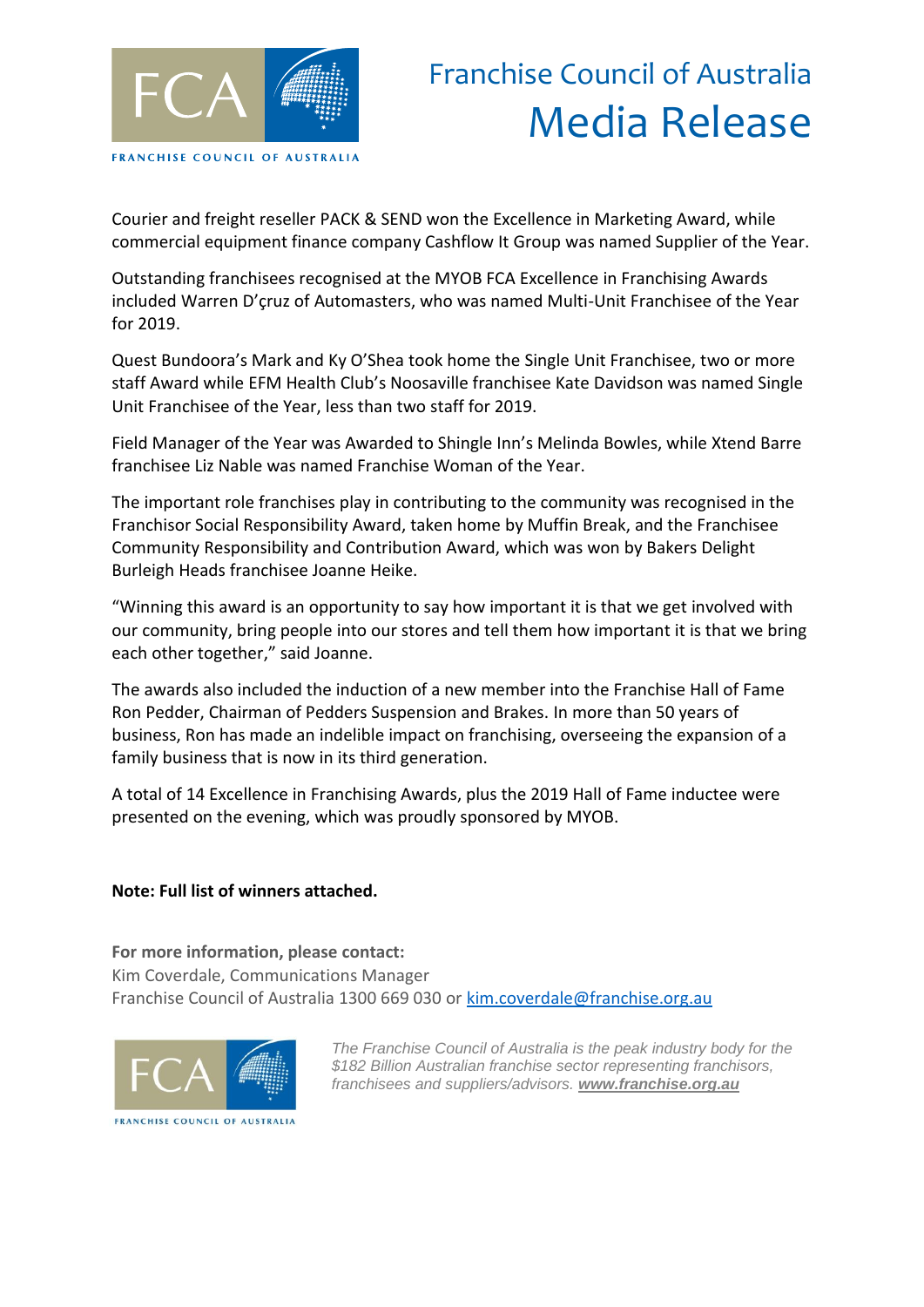Courier and freight reseller PACK & SEND won the Excellence in Marketing Award, while commercial equipment finance company Cashflow It Group was named Supplier of the Year.

Outstanding franchisees recognised at the MYOB FCA Excellence in Franchising Awards included Warren D'çruz of Automasters, who was named Multi-Unit Franchisee of the Year for 2019.

Quest Bundoora's Mark and Ky O'Shea took home the Single Unit Franchisee, two or more staff Award while EFM Health Club's Noosaville franchisee Kate Davidson was named Single Unit Franchisee of the Year, less than two staff for 2019.

Field Manager of the Year was Awarded to Shingle Inn's Melinda Bowles, while Xtend Barre franchisee Liz Nable was named Franchise Woman of the Year.

The important role franchises play in contributing to the community was recognised in the Franchisor Social Responsibility Award, taken home by Muffin Break, and the Franchisee Community Responsibility and Contribution Award, which was won by Bakers Delight Burleigh Heads franchisee Joanne Heike.

"Winning this award is an opportunity to say how important it is that we get involved with our community, bring people into our stores and tell them how important it is that we bring each other together," said Joanne.

The awards also included the induction of a new member into the Franchise Hall of Fame Ron Pedder, Chairman of Pedders Suspension and Brakes. In more than 50 years of business, Ron has made an indelible impact on franchising, overseeing the expansion of a family business that is now in its third generation.

A total of 14 Excellence in Franchising Awards, plus the 2019 Hall of Fame inductee were presented on the evening, which was proudly sponsored by MYOB.

**Note: Full list of winners attached.**

**For more information, please contact:**
Kim Coverdale, Communications Manager
Franchise Council of Australia 1300 669 030 or kim.coverdale@franchise.org.au

*The Franchise Council of Australia is the peak industry body for the $182 Billion Australian franchise sector representing franchisors, franchisees and suppliers/advisors.* ***www.franchise.org.au***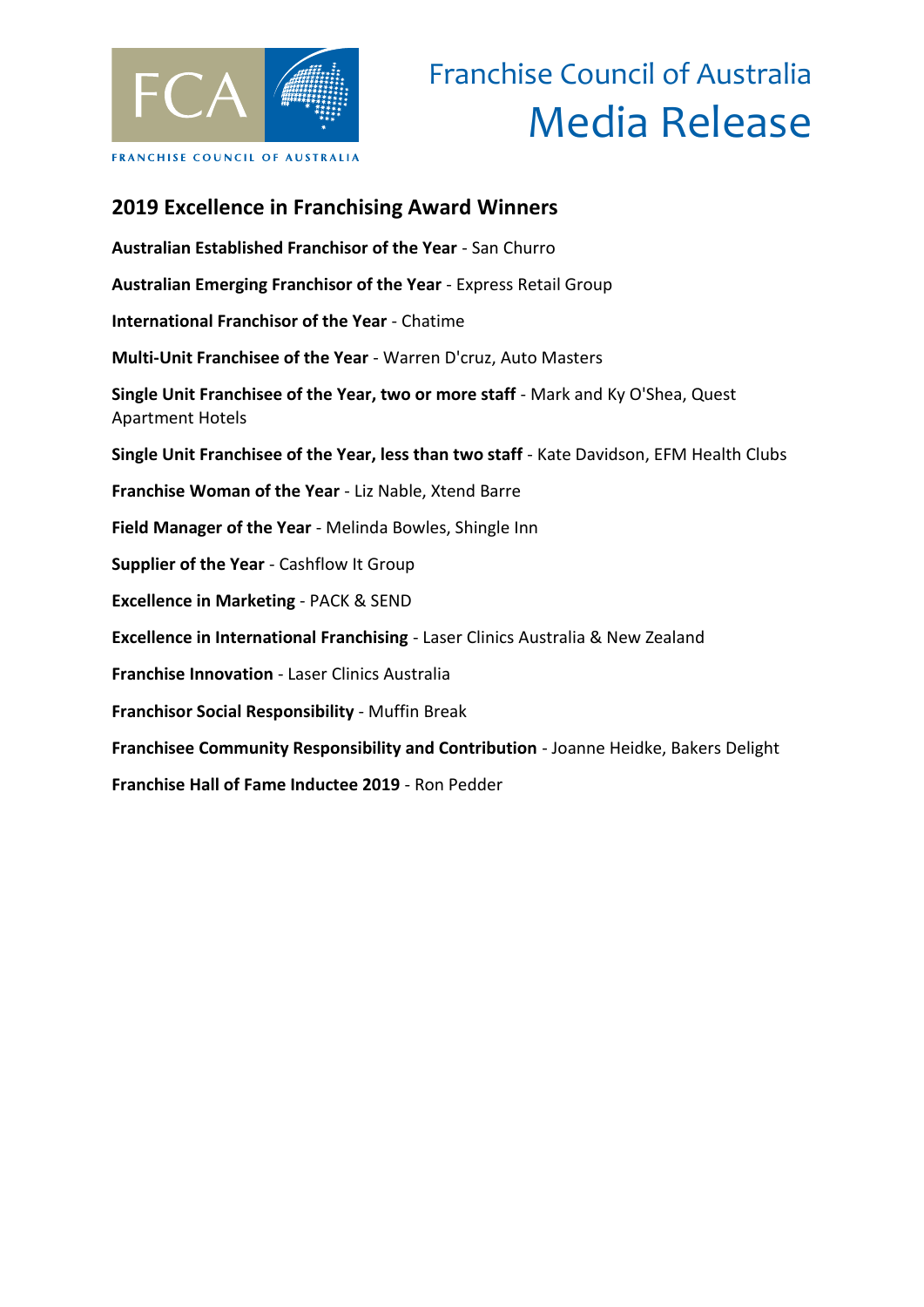Franchise Council of Australia

Media Release

## 2019 Excellence in Franchising Award Winners

**Australian Established Franchisor of the Year** - San Churro

**Australian Emerging Franchisor of the Year** - Express Retail Group

**International Franchisor of the Year** - Chatime

**Multi-Unit Franchisee of the Year** - Warren D'cruz, Auto Masters

**Single Unit Franchisee of the Year, two or more staff** - Mark and Ky O'Shea, Quest Apartment Hotels

**Single Unit Franchisee of the Year, less than two staff** - Kate Davidson, EFM Health Clubs

**Franchise Woman of the Year** - Liz Nable, Xtend Barre

**Field Manager of the Year** - Melinda Bowles, Shingle Inn

**Supplier of the Year** - Cashflow It Group

**Excellence in Marketing** - PACK & SEND

**Excellence in International Franchising** - Laser Clinics Australia & New Zealand

**Franchise Innovation** - Laser Clinics Australia

**Franchisor Social Responsibility** - Muffin Break

**Franchisee Community Responsibility and Contribution** - Joanne Heidke, Bakers Delight

**Franchise Hall of Fame Inductee 2019** - Ron Pedder